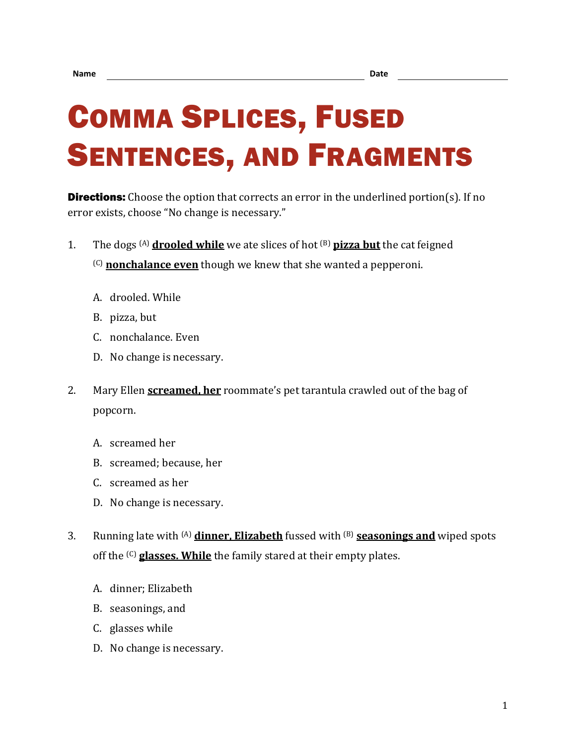Name ______________________________ Date ______________

# Comma Splices, Fused Sentences, and Fragments

**Directions:** Choose the option that corrects an error in the underlined portion(s). If no error exists, choose "No change is necessary."

1. The dogs (A) **drooled while** we ate slices of hot (B) **pizza but** the cat feigned (C) **nonchalance even** though we knew that she wanted a pepperoni.

   A. drooled. While
   B. pizza, but
   C. nonchalance. Even
   D. No change is necessary.

2. Mary Ellen **screamed, her** roommate's pet tarantula crawled out of the bag of popcorn.

   A. screamed her
   B. screamed; because, her
   C. screamed as her
   D. No change is necessary.

3. Running late with (A) **dinner, Elizabeth** fussed with (B) **seasonings and** wiped spots off the (C) **glasses. While** the family stared at their empty plates.

   A. dinner; Elizabeth
   B. seasonings, and
   C. glasses while
   D. No change is necessary.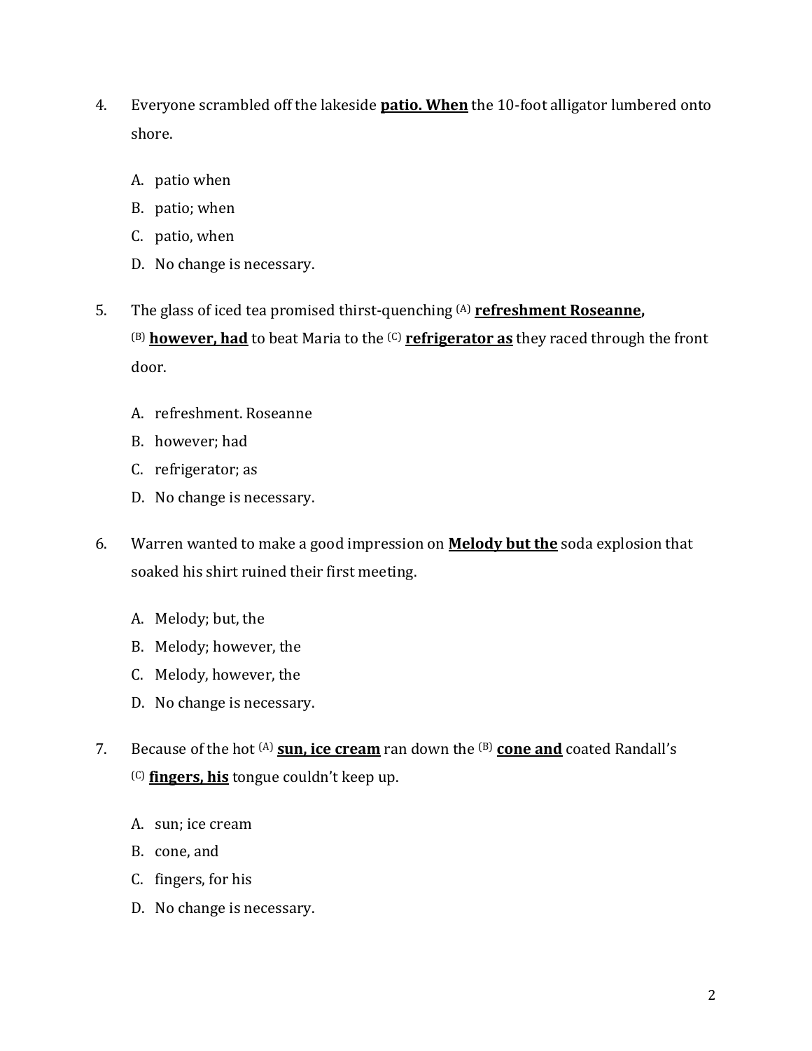4. Everyone scrambled off the lakeside **<u>patio. When</u>** the 10-foot alligator lumbered onto shore.

    A. patio when
    B. patio; when
    C. patio, when
    D. No change is necessary.

5. The glass of iced tea promised thirst-quenching (A) **<u>refreshment Roseanne,</u>** (B) **<u>however, had</u>** to beat Maria to the (C) **<u>refrigerator as</u>** they raced through the front door.

    A. refreshment. Roseanne
    B. however; had
    C. refrigerator; as
    D. No change is necessary.

6. Warren wanted to make a good impression on **<u>Melody but the</u>** soda explosion that soaked his shirt ruined their first meeting.

    A. Melody; but, the
    B. Melody; however, the
    C. Melody, however, the
    D. No change is necessary.

7. Because of the hot (A) **<u>sun, ice cream</u>** ran down the (B) **<u>cone and</u>** coated Randall's (C) **<u>fingers, his</u>** tongue couldn't keep up.

    A. sun; ice cream
    B. cone, and
    C. fingers, for his
    D. No change is necessary.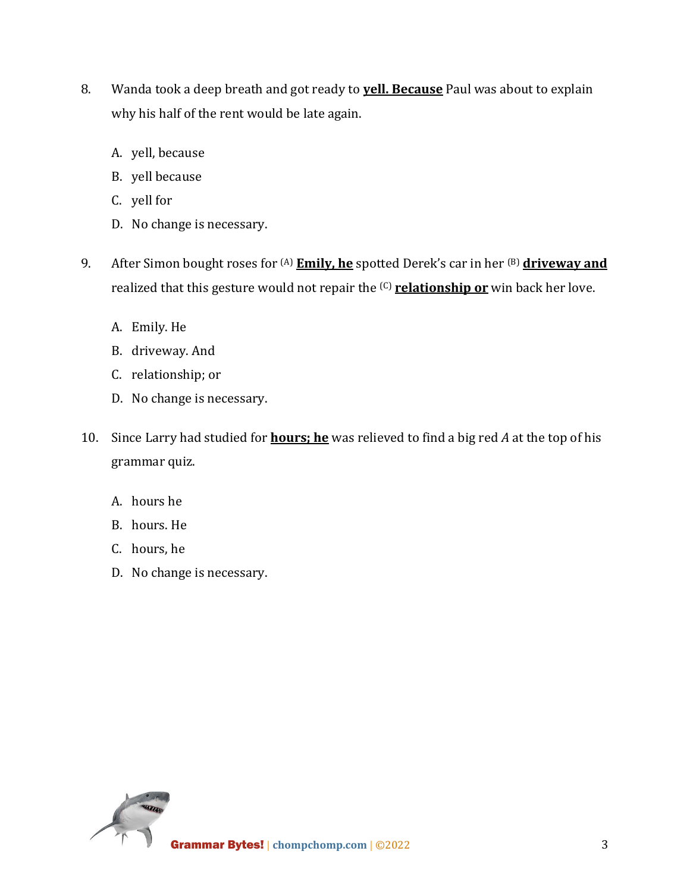8. Wanda took a deep breath and got ready to **yell. Because** Paul was about to explain why his half of the rent would be late again.

   A. yell, because
   B. yell because
   C. yell for
   D. No change is necessary.

9. After Simon bought roses for (A) **Emily, he** spotted Derek's car in her (B) **driveway and** realized that this gesture would not repair the (C) **relationship or** win back her love.

   A. Emily. He
   B. driveway. And
   C. relationship; or
   D. No change is necessary.

10. Since Larry had studied for **hours; he** was relieved to find a big red *A* at the top of his grammar quiz.

    A. hours he
    B. hours. He
    C. hours, he
    D. No change is necessary.